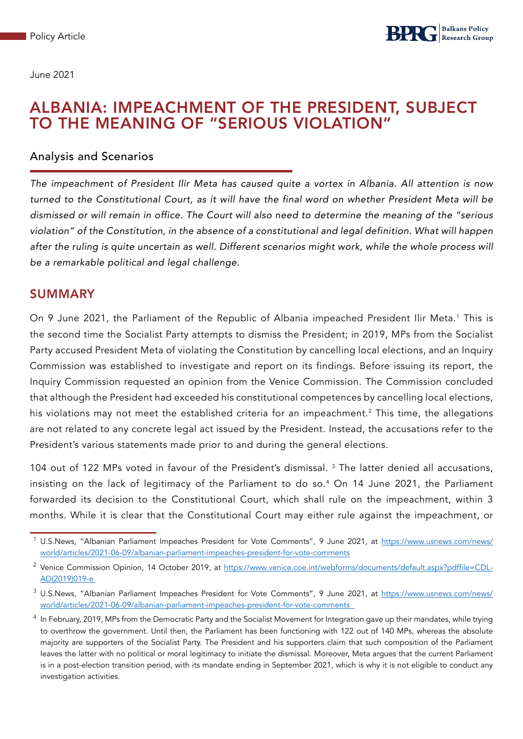June 2021

# ALBANIA: IMPEACHMENT OF THE PRESIDENT, SUBJECT TO THE MEANING OF "SERIOUS VIOLATION"

## Analysis and Scenarios

*The impeachment of President Ilir Meta has caused quite a vortex in Albania. All attention is now turned to the Constitutional Court, as it will have the final word on whether President Meta will be dismissed or will remain in office. The Court will also need to determine the meaning of the "serious violation" of the Constitution, in the absence of a constitutional and legal definition. What will happen after the ruling is quite uncertain as well. Different scenarios might work, while the whole process will be a remarkable political and legal challenge.*

## SUMMARY

On 9 June 2021, the Parliament of the Republic of Albania impeached President Ilir Meta.[1] This is the second time the Socialist Party attempts to dismiss the President; in 2019, MPs from the Socialist Party accused President Meta of violating the Constitution by cancelling local elections, and an Inquiry Commission was established to investigate and report on its findings. Before issuing its report, the Inquiry Commission requested an opinion from the Venice Commission. The Commission concluded that although the President had exceeded his constitutional competences by cancelling local elections, his violations may not meet the established criteria for an impeachment.[2] This time, the allegations are not related to any concrete legal act issued by the President. Instead, the accusations refer to the President's various statements made prior to and during the general elections.

104 out of 122 MPs voted in favour of the President's dismissal. [3] The latter denied all accusations, insisting on the lack of legitimacy of the Parliament to do so.[4] On 14 June 2021, the Parliament forwarded its decision to the Constitutional Court, which shall rule on the impeachment, within 3 months. While it is clear that the Constitutional Court may either rule against the impeachment, or

---

[1] U.S.News, "Albanian Parliament Impeaches President for Vote Comments", 9 June 2021, at https://www.usnews.com/news/world/articles/2021-06-09/albanian-parliament-impeaches-president-for-vote-comments

[2] Venice Commission Opinion, 14 October 2019, at https://www.venice.coe.int/webforms/documents/default.aspx?pdffile=CDL-AD(2019)019-e

[3] U.S.News, "Albanian Parliament Impeaches President for Vote Comments", 9 June 2021, at https://www.usnews.com/news/world/articles/2021-06-09/albanian-parliament-impeaches-president-for-vote-comments

[4] In February, 2019, MPs from the Democratic Party and the Socialist Movement for Integration gave up their mandates, while trying to overthrow the government. Until then, the Parliament has been functioning with 122 out of 140 MPs, whereas the absolute majority are supporters of the Socialist Party. The President and his supporters claim that such composition of the Parliament leaves the latter with no political or moral legitimacy to initiate the dismissal. Moreover, Meta argues that the current Parliament is in a post-election transition period, with its mandate ending in September 2021, which is why it is not eligible to conduct any investigation activities.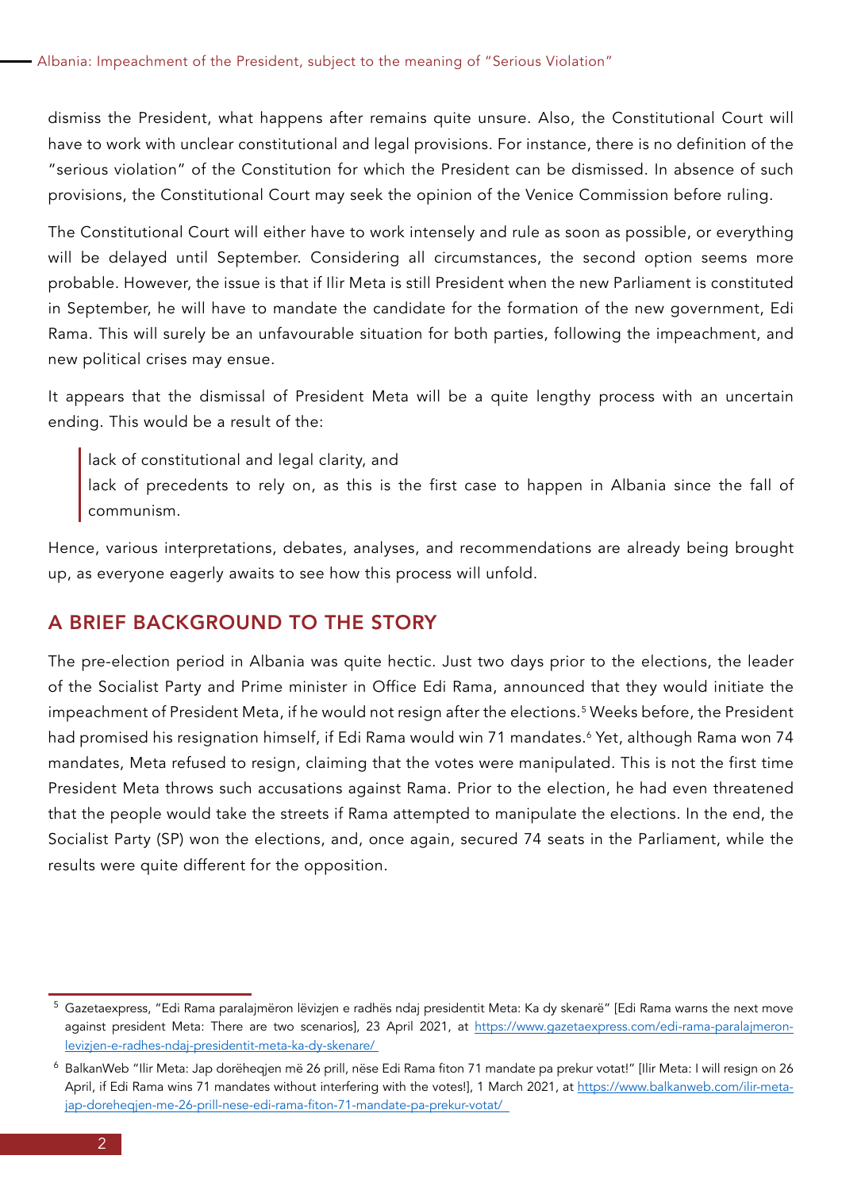dismiss the President, what happens after remains quite unsure. Also, the Constitutional Court will have to work with unclear constitutional and legal provisions. For instance, there is no definition of the "serious violation" of the Constitution for which the President can be dismissed. In absence of such provisions, the Constitutional Court may seek the opinion of the Venice Commission before ruling.

The Constitutional Court will either have to work intensely and rule as soon as possible, or everything will be delayed until September. Considering all circumstances, the second option seems more probable. However, the issue is that if Ilir Meta is still President when the new Parliament is constituted in September, he will have to mandate the candidate for the formation of the new government, Edi Rama. This will surely be an unfavourable situation for both parties, following the impeachment, and new political crises may ensue.

It appears that the dismissal of President Meta will be a quite lengthy process with an uncertain ending. This would be a result of the:

> lack of constitutional and legal clarity, and
> lack of precedents to rely on, as this is the first case to happen in Albania since the fall of communism.

Hence, various interpretations, debates, analyses, and recommendations are already being brought up, as everyone eagerly awaits to see how this process will unfold.

## A BRIEF BACKGROUND TO THE STORY

The pre-election period in Albania was quite hectic. Just two days prior to the elections, the leader of the Socialist Party and Prime minister in Office Edi Rama, announced that they would initiate the impeachment of President Meta, if he would not resign after the elections.[5] Weeks before, the President had promised his resignation himself, if Edi Rama would win 71 mandates.[6] Yet, although Rama won 74 mandates, Meta refused to resign, claiming that the votes were manipulated. This is not the first time President Meta throws such accusations against Rama. Prior to the election, he had even threatened that the people would take the streets if Rama attempted to manipulate the elections. In the end, the Socialist Party (SP) won the elections, and, once again, secured 74 seats in the Parliament, while the results were quite different for the opposition.

---

[5] Gazetaexpress, "Edi Rama paralajmëron lëvizjen e radhës ndaj presidentit Meta: Ka dy skenarë" [Edi Rama warns the next move against president Meta: There are two scenarios], 23 April 2021, at https://www.gazetaexpress.com/edi-rama-paralajmeron-levizjen-e-radhes-ndaj-presidentit-meta-ka-dy-skenare/

[6] BalkanWeb "Ilir Meta: Jap dorëheqjen më 26 prill, nëse Edi Rama fiton 71 mandate pa prekur votat!" [Ilir Meta: I will resign on 26 April, if Edi Rama wins 71 mandates without interfering with the votes!], 1 March 2021, at https://www.balkanweb.com/ilir-meta-jap-doreheqjen-me-26-prill-nese-edi-rama-fiton-71-mandate-pa-prekur-votat/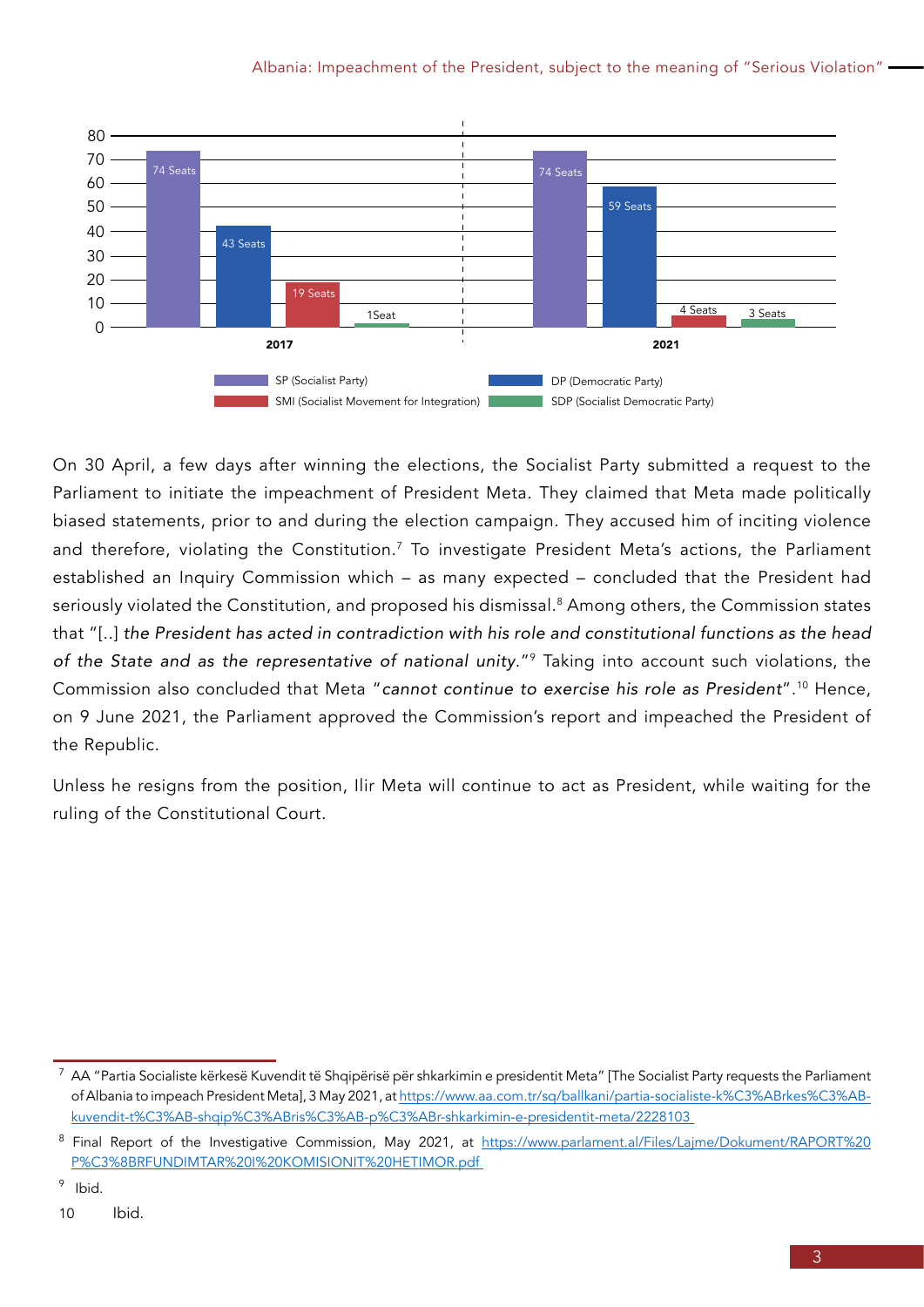| | SP (Socialist Party) | DP (Democratic Party) | SMI (Socialist Movement for Integration) | SDP (Socialist Democratic Party) |
|---|---|---|---|---|
| 2017 | 74 Seats | 43 Seats | 19 Seats | 1Seat |
| 2021 | 74 Seats | 59 Seats | 4 Seats | 3 Seats |

On 30 April, a few days after winning the elections, the Socialist Party submitted a request to the Parliament to initiate the impeachment of President Meta. They claimed that Meta made politically biased statements, prior to and during the election campaign. They accused him of inciting violence and therefore, violating the Constitution.[7] To investigate President Meta's actions, the Parliament established an Inquiry Commission which – as many expected – concluded that the President had seriously violated the Constitution, and proposed his dismissal.[8] Among others, the Commission states that "[..] *the President has acted in contradiction with his role and constitutional functions as the head of the State and as the representative of national unity*."[9] Taking into account such violations, the Commission also concluded that Meta "*cannot continue to exercise his role as President*".[10] Hence, on 9 June 2021, the Parliament approved the Commission's report and impeached the President of the Republic.

Unless he resigns from the position, Ilir Meta will continue to act as President, while waiting for the ruling of the Constitutional Court.

---

[7] AA "Partia Socialiste kërkesë Kuvendit të Shqipërisë për shkarkimin e presidentit Meta" [The Socialist Party requests the Parliament of Albania to impeach President Meta], 3 May 2021, at https://www.aa.com.tr/sq/ballkani/partia-socialiste-k%C3%ABrkes%C3%AB-kuvendit-t%C3%AB-shqip%C3%ABris%C3%AB-p%C3%ABr-shkarkimin-e-presidentit-meta/2228103

[8] Final Report of the Investigative Commission, May 2021, at https://www.parlament.al/Files/Lajme/Dokument/RAPORT%20P%C3%8BRFUNDIMTAR%20I%20KOMISIONIT%20HETIMOR.pdf

[9] Ibid.

[10] Ibid.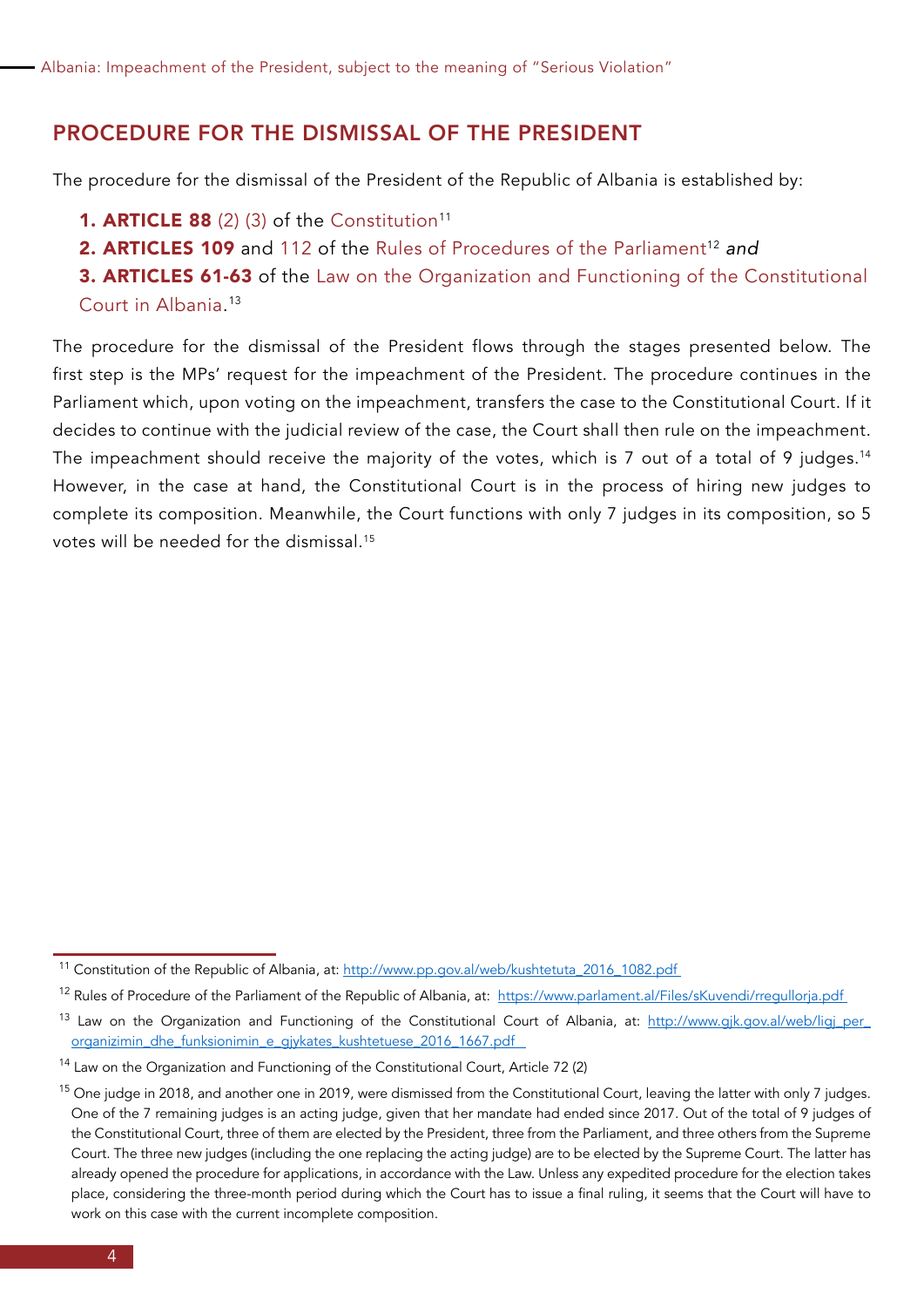## PROCEDURE FOR THE DISMISSAL OF THE PRESIDENT

The procedure for the dismissal of the President of the Republic of Albania is established by:

1. **ARTICLE 88** (2) (3) of the Constitution[11]
2. **ARTICLES 109** and 112 of the Rules of Procedures of the Parliament[12] *and*
3. **ARTICLES 61-63** of the Law on the Organization and Functioning of the Constitutional Court in Albania.[13]

The procedure for the dismissal of the President flows through the stages presented below. The first step is the MPs' request for the impeachment of the President. The procedure continues in the Parliament which, upon voting on the impeachment, transfers the case to the Constitutional Court. If it decides to continue with the judicial review of the case, the Court shall then rule on the impeachment. The impeachment should receive the majority of the votes, which is 7 out of a total of 9 judges.[14] However, in the case at hand, the Constitutional Court is in the process of hiring new judges to complete its composition. Meanwhile, the Court functions with only 7 judges in its composition, so 5 votes will be needed for the dismissal.[15]

---

[11] Constitution of the Republic of Albania, at: http://www.pp.gov.al/web/kushtetuta_2016_1082.pdf

[12] Rules of Procedure of the Parliament of the Republic of Albania, at: https://www.parlament.al/Files/sKuvendi/rregullorja.pdf

[13] Law on the Organization and Functioning of the Constitutional Court of Albania, at: http://www.gjk.gov.al/web/ligj_per_organizimin_dhe_funksionimin_e_gjykates_kushtetuese_2016_1667.pdf

[14] Law on the Organization and Functioning of the Constitutional Court, Article 72 (2)

[15] One judge in 2018, and another one in 2019, were dismissed from the Constitutional Court, leaving the latter with only 7 judges. One of the 7 remaining judges is an acting judge, given that her mandate had ended since 2017. Out of the total of 9 judges of the Constitutional Court, three of them are elected by the President, three from the Parliament, and three others from the Supreme Court. The three new judges (including the one replacing the acting judge) are to be elected by the Supreme Court. The latter has already opened the procedure for applications, in accordance with the Law. Unless any expedited procedure for the election takes place, considering the three-month period during which the Court has to issue a final ruling, it seems that the Court will have to work on this case with the current incomplete composition.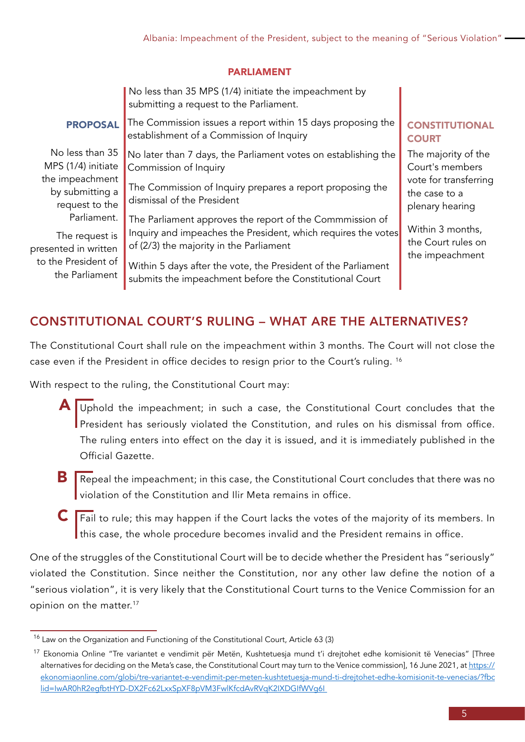**PARLIAMENT**

**PROPOSAL**

No less than 35 MPS (1/4) initiate the impeachment by submitting a request to the Parliament.

The request is presented in written to the President of the Parliament

No less than 35 MPS (1/4) initiate the impeachment by submitting a request to the Parliament.

The Commission issues a report within 15 days proposing the establishment of a Commission of Inquiry

No later than 7 days, the Parliament votes on establishing the Commission of Inquiry

The Commission of Inquiry prepares a report proposing the dismissal of the President

The Parliament approves the report of the Commmission of Inquiry and impeaches the President, which requires the votes of (2/3) the majority in the Parliament

Within 5 days after the vote, the President of the Parliament submits the impeachment before the Constitutional Court

**CONSTITUTIONAL COURT**

The majority of the Court's members vote for transferring the case to a plenary hearing

Within 3 months, the Court rules on the impeachment

## CONSTITUTIONAL COURT'S RULING – WHAT ARE THE ALTERNATIVES?

The Constitutional Court shall rule on the impeachment within 3 months. The Court will not close the case even if the President in office decides to resign prior to the Court's ruling. [16]

With respect to the ruling, the Constitutional Court may:

**A** Uphold the impeachment; in such a case, the Constitutional Court concludes that the President has seriously violated the Constitution, and rules on his dismissal from office. The ruling enters into effect on the day it is issued, and it is immediately published in the Official Gazette.

**B** Repeal the impeachment; in this case, the Constitutional Court concludes that there was no violation of the Constitution and Ilir Meta remains in office.

**C** Fail to rule; this may happen if the Court lacks the votes of the majority of its members. In this case, the whole procedure becomes invalid and the President remains in office.

One of the struggles of the Constitutional Court will be to decide whether the President has "seriously" violated the Constitution. Since neither the Constitution, nor any other law define the notion of a "serious violation", it is very likely that the Constitutional Court turns to the Venice Commission for an opinion on the matter.[17]

---

[16] Law on the Organization and Functioning of the Constitutional Court, Article 63 (3)

[17] Ekonomia Online "Tre variantet e vendimit për Metën, Kushtetuesja mund t'i drejtohet edhe komisionit të Venecias" [Three alternatives for deciding on the Meta's case, the Constitutional Court may turn to the Venice commission], 16 June 2021, at https://ekonomiaonline.com/globi/tre-variantet-e-vendimit-per-meten-kushtetuesja-mund-ti-drejtohet-edhe-komisionit-te-venecias/?fbclid=IwAR0hR2egfbtHYD-DX2Fc62LxxSpXF8pVM3FwlKfcdAvRVqK2IXDGIfWVg6I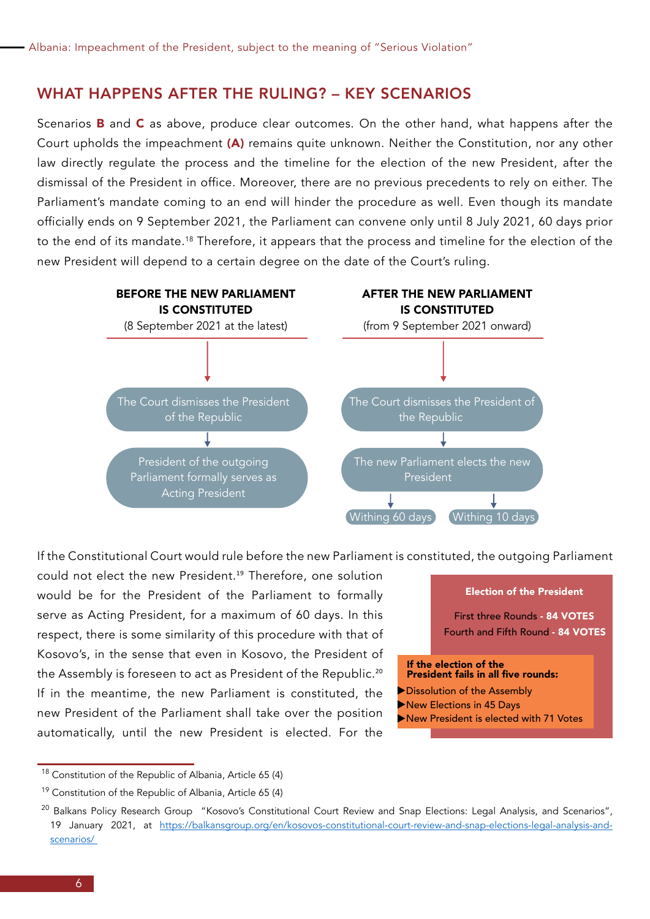## WHAT HAPPENS AFTER THE RULING? – KEY SCENARIOS

Scenarios **B** and **C** as above, produce clear outcomes. On the other hand, what happens after the Court upholds the impeachment **(A)** remains quite unknown. Neither the Constitution, nor any other law directly regulate the process and the timeline for the election of the new President, after the dismissal of the President in office. Moreover, there are no previous precedents to rely on either. The Parliament's mandate coming to an end will hinder the procedure as well. Even though its mandate officially ends on 9 September 2021, the Parliament can convene only until 8 July 2021, 60 days prior to the end of its mandate.[18] Therefore, it appears that the process and timeline for the election of the new President will depend to a certain degree on the date of the Court's ruling.

**BEFORE THE NEW PARLIAMENT IS CONSTITUTED**
(8 September 2021 at the latest)

- The Court dismisses the President of the Republic
- ↓
- President of the outgoing Parliament formally serves as Acting President

**AFTER THE NEW PARLIAMENT IS CONSTITUTED**
(from 9 September 2021 onward)

- The Court dismisses the President of the Republic
- ↓
- The new Parliament elects the new President
- Withing 60 days / Withing 10 days

If the Constitutional Court would rule before the new Parliament is constituted, the outgoing Parliament could not elect the new President.[19] Therefore, one solution would be for the President of the Parliament to formally serve as Acting President, for a maximum of 60 days. In this respect, there is some similarity of this procedure with that of Kosovo's, in the sense that even in Kosovo, the President of the Assembly is foreseen to act as President of the Republic.[20] If in the meantime, the new Parliament is constituted, the new President of the Parliament shall take over the position automatically, until the new President is elected. For the

**Election of the President**

First three Rounds - **84 VOTES**
Fourth and Fifth Round - **84 VOTES**

**If the election of the President fails in all five rounds:**

- ▶Dissolution of the Assembly
- ▶New Elections in 45 Days
- ▶New President is elected with 71 Votes

[18] Constitution of the Republic of Albania, Article 65 (4)

[19] Constitution of the Republic of Albania, Article 65 (4)

[20] Balkans Policy Research Group "Kosovo's Constitutional Court Review and Snap Elections: Legal Analysis, and Scenarios", 19 January 2021, at https://balkansgroup.org/en/kosovos-constitutional-court-review-and-snap-elections-legal-analysis-and-scenarios/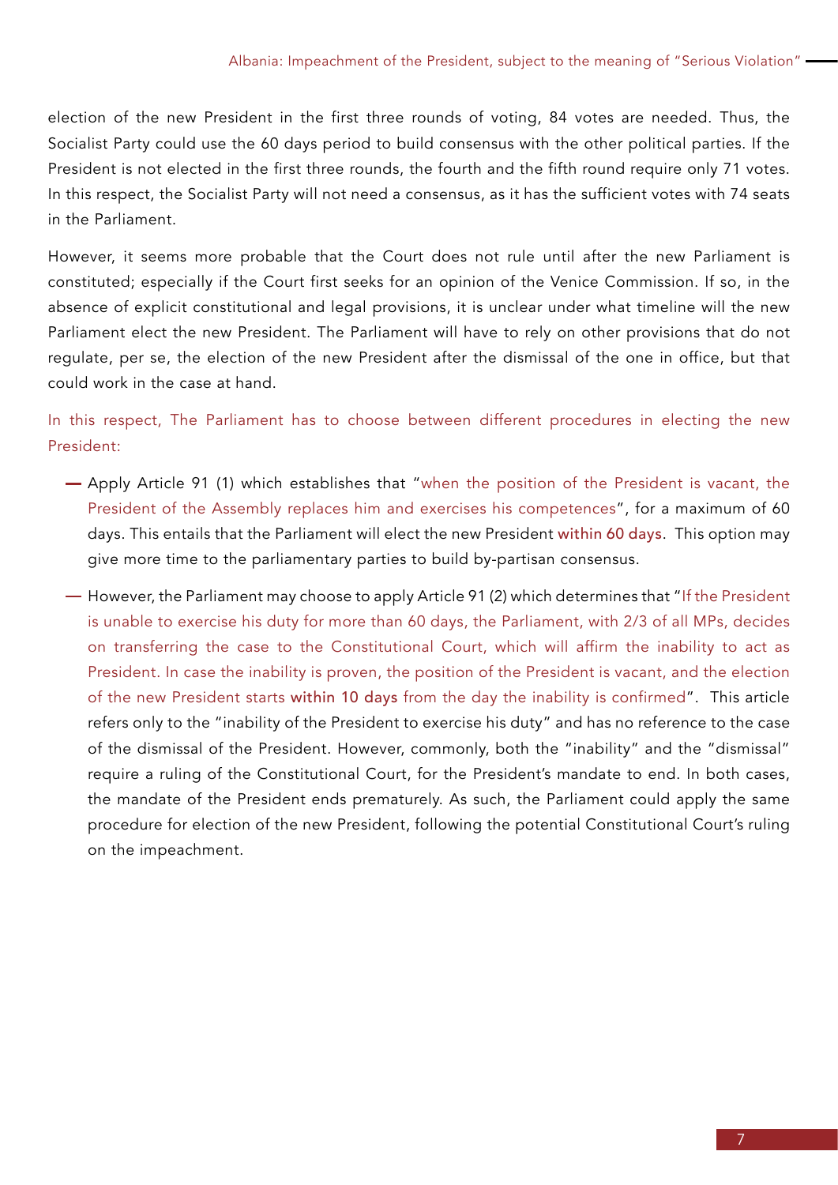election of the new President in the first three rounds of voting, 84 votes are needed. Thus, the Socialist Party could use the 60 days period to build consensus with the other political parties. If the President is not elected in the first three rounds, the fourth and the fifth round require only 71 votes. In this respect, the Socialist Party will not need a consensus, as it has the sufficient votes with 74 seats in the Parliament.

However, it seems more probable that the Court does not rule until after the new Parliament is constituted; especially if the Court first seeks for an opinion of the Venice Commission. If so, in the absence of explicit constitutional and legal provisions, it is unclear under what timeline will the new Parliament elect the new President. The Parliament will have to rely on other provisions that do not regulate, per se, the election of the new President after the dismissal of the one in office, but that could work in the case at hand.

In this respect, The Parliament has to choose between different procedures in electing the new President:

- Apply Article 91 (1) which establishes that "when the position of the President is vacant, the President of the Assembly replaces him and exercises his competences", for a maximum of 60 days. This entails that the Parliament will elect the new President **within 60 days**. This option may give more time to the parliamentary parties to build by-partisan consensus.
- However, the Parliament may choose to apply Article 91 (2) which determines that "If the President is unable to exercise his duty for more than 60 days, the Parliament, with 2/3 of all MPs, decides on transferring the case to the Constitutional Court, which will affirm the inability to act as President. In case the inability is proven, the position of the President is vacant, and the election of the new President starts **within 10 days** from the day the inability is confirmed". This article refers only to the "inability of the President to exercise his duty" and has no reference to the case of the dismissal of the President. However, commonly, both the "inability" and the "dismissal" require a ruling of the Constitutional Court, for the President's mandate to end. In both cases, the mandate of the President ends prematurely. As such, the Parliament could apply the same procedure for election of the new President, following the potential Constitutional Court's ruling on the impeachment.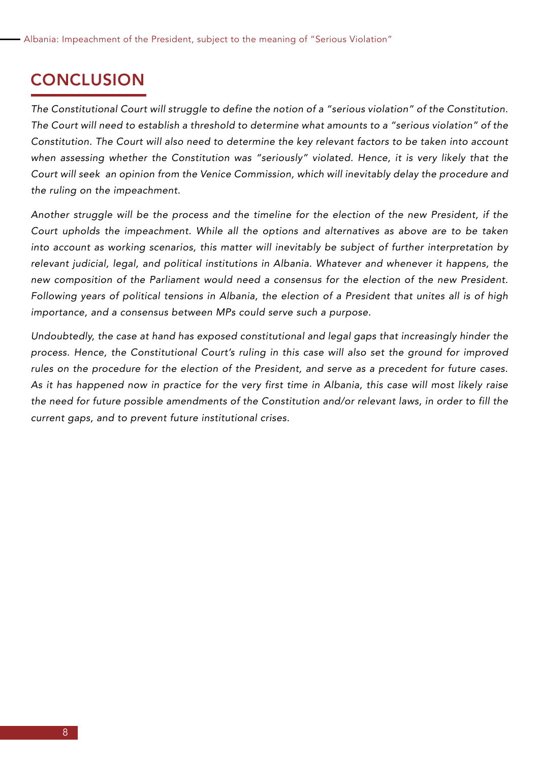## CONCLUSION

*The Constitutional Court will struggle to define the notion of a "serious violation" of the Constitution. The Court will need to establish a threshold to determine what amounts to a "serious violation" of the Constitution. The Court will also need to determine the key relevant factors to be taken into account when assessing whether the Constitution was "seriously" violated. Hence, it is very likely that the Court will seek an opinion from the Venice Commission, which will inevitably delay the procedure and the ruling on the impeachment.*

*Another struggle will be the process and the timeline for the election of the new President, if the Court upholds the impeachment. While all the options and alternatives as above are to be taken into account as working scenarios, this matter will inevitably be subject of further interpretation by relevant judicial, legal, and political institutions in Albania. Whatever and whenever it happens, the new composition of the Parliament would need a consensus for the election of the new President. Following years of political tensions in Albania, the election of a President that unites all is of high importance, and a consensus between MPs could serve such a purpose.*

*Undoubtedly, the case at hand has exposed constitutional and legal gaps that increasingly hinder the process. Hence, the Constitutional Court's ruling in this case will also set the ground for improved rules on the procedure for the election of the President, and serve as a precedent for future cases. As it has happened now in practice for the very first time in Albania, this case will most likely raise the need for future possible amendments of the Constitution and/or relevant laws, in order to fill the current gaps, and to prevent future institutional crises.*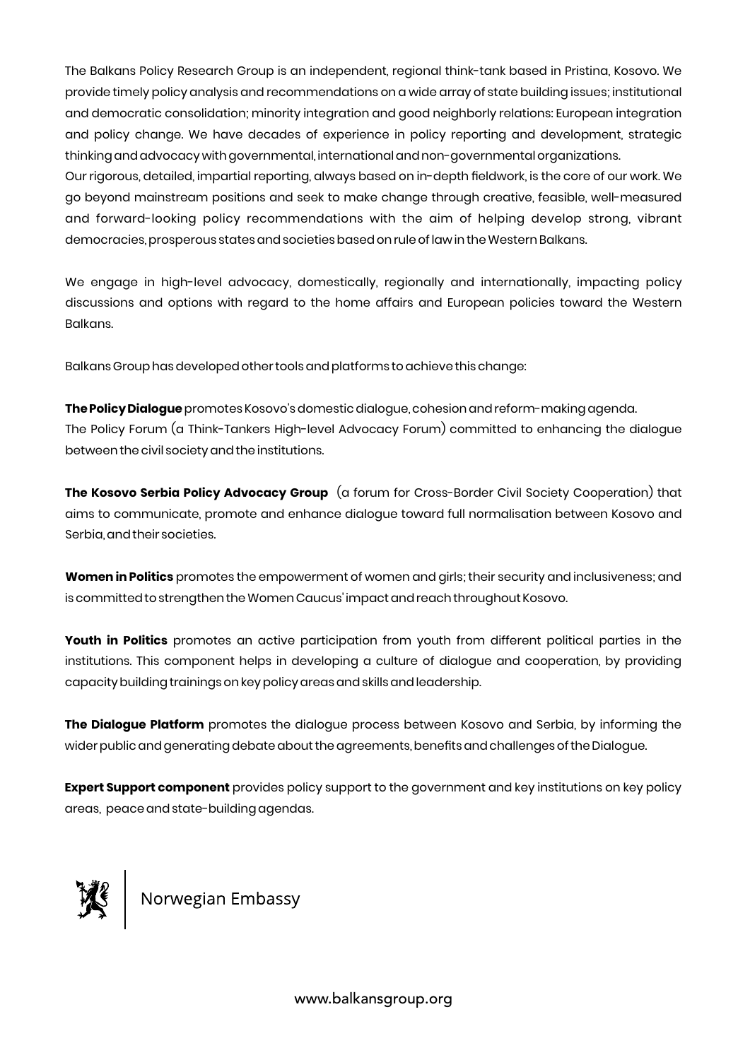The Balkans Policy Research Group is an independent, regional think-tank based in Pristina, Kosovo. We provide timely policy analysis and recommendations on a wide array of state building issues; institutional and democratic consolidation; minority integration and good neighborly relations: European integration and policy change. We have decades of experience in policy reporting and development, strategic thinking and advocacy with governmental, international and non-governmental organizations.
Our rigorous, detailed, impartial reporting, always based on in-depth fieldwork, is the core of our work. We go beyond mainstream positions and seek to make change through creative, feasible, well-measured and forward-looking policy recommendations with the aim of helping develop strong, vibrant democracies, prosperous states and societies based on rule of law in the Western Balkans.

We engage in high-level advocacy, domestically, regionally and internationally, impacting policy discussions and options with regard to the home affairs and European policies toward the Western Balkans.

Balkans Group has developed other tools and platforms to achieve this change:

**The Policy Dialogue** promotes Kosovo's domestic dialogue, cohesion and reform-making agenda.
The Policy Forum (a Think-Tankers High-level Advocacy Forum) committed to enhancing the dialogue between the civil society and the institutions.

**The Kosovo Serbia Policy Advocacy Group** (a forum for Cross-Border Civil Society Cooperation) that aims to communicate, promote and enhance dialogue toward full normalisation between Kosovo and Serbia, and their societies.

**Women in Politics** promotes the empowerment of women and girls; their security and inclusiveness; and is committed to strengthen the Women Caucus' impact and reach throughout Kosovo.

**Youth in Politics** promotes an active participation from youth from different political parties in the institutions. This component helps in developing a culture of dialogue and cooperation, by providing capacity building trainings on key policy areas and skills and leadership.

**The Dialogue Platform** promotes the dialogue process between Kosovo and Serbia, by informing the wider public and generating debate about the agreements, benefits and challenges of the Dialogue.

**Expert Support component** provides policy support to the government and key institutions on key policy areas, peace and state-building agendas.

Norwegian Embassy

www.balkansgroup.org